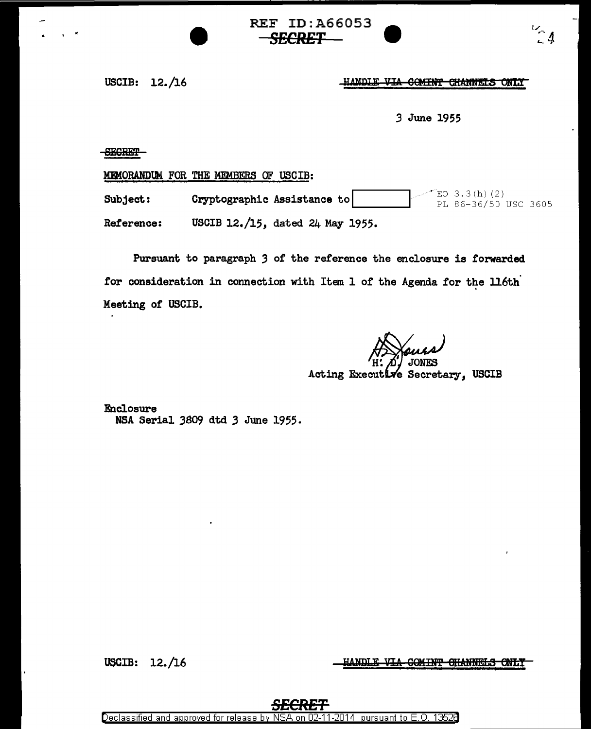REF ID:A66053

SECRET

USCIB: 12./16

HANDLE VIA COMINT CHANNELS ONLY

3 June 1955

SECRET

MEMORANDUM FOR THE MEMBERS OF USCIB:

Subject: Cryptographic Assistance to [redacted]

EO 3.3(h)(2)
PL 86-36/50 USC 3605

Reference: USCIB 12./15, dated 24 May 1955.

Pursuant to paragraph 3 of the reference the enclosure is forwarded for consideration in connection with Item 1 of the Agenda for the 116th Meeting of USCIB.

H. D. JONES
Acting Executive Secretary, USCIB

Enclosure
NSA Serial 3809 dtd 3 June 1955.

USCIB: 12./16

HANDLE VIA COMINT CHANNELS ONLY

SECRET

Declassified and approved for release by NSA on 02-11-2014 pursuant to E.O. 13526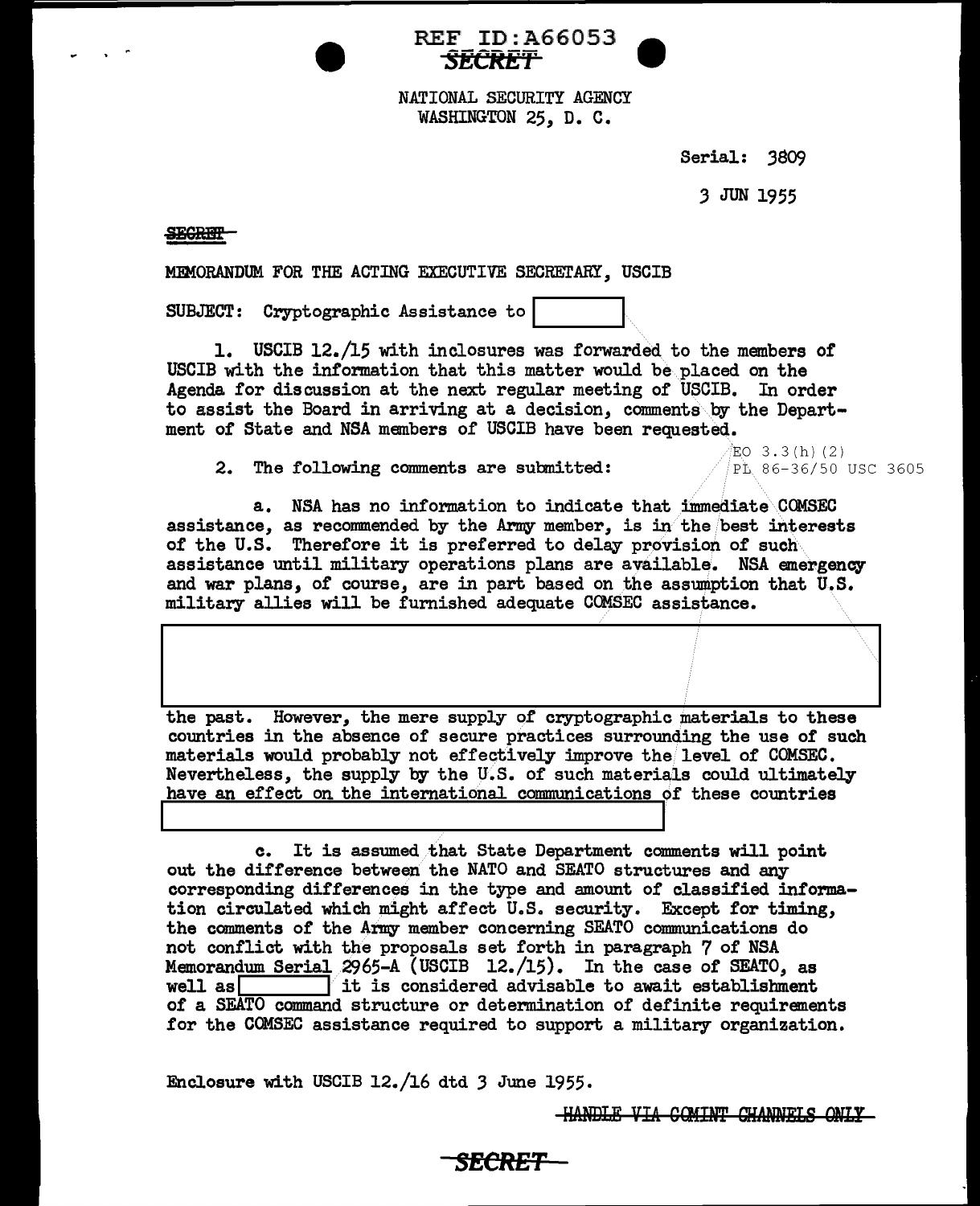REF ID:A66053
SECRET

NATIONAL SECURITY AGENCY
WASHINGTON 25, D. C.

Serial: 3809

3 JUN 1955

SECRET

MEMORANDUM FOR THE ACTING EXECUTIVE SECRETARY, USCIB

SUBJECT: Cryptographic Assistance to [ ]

1. USCIB 12./15 with inclosures was forwarded to the members of USCIB with the information that this matter would be placed on the Agenda for discussion at the next regular meeting of USCIB. In order to assist the Board in arriving at a decision, comments by the Department of State and NSA members of USCIB have been requested.

EO 3.3(h)(2)
PL 86-36/50 USC 3605

2. The following comments are submitted:

a. NSA has no information to indicate that immediate COMSEC assistance, as recommended by the Army member, is in the best interests of the U.S. Therefore it is preferred to delay provision of such assistance until military operations plans are available. NSA emergency and war plans, of course, are in part based on the assumption that U.S. military allies will be furnished adequate COMSEC assistance.

[ ]

the past. However, the mere supply of cryptographic materials to these countries in the absence of secure practices surrounding the use of such materials would probably not effectively improve the level of COMSEC. Nevertheless, the supply by the U.S. of such materials could ultimately have an effect on the international communications of these countries [ ]

c. It is assumed that State Department comments will point out the difference between the NATO and SEATO structures and any corresponding differences in the type and amount of classified information circulated which might affect U.S. security. Except for timing, the comments of the Army member concerning SEATO communications do not conflict with the proposals set forth in paragraph 7 of NSA Memorandum Serial 2965-A (USCIB 12./15). In the case of SEATO, as well as [ ] it is considered advisable to await establishment of a SEATO command structure or determination of definite requirements for the COMSEC assistance required to support a military organization.

Enclosure with USCIB 12./16 dtd 3 June 1955.

HANDLE VIA COMINT CHANNELS ONLY

SECRET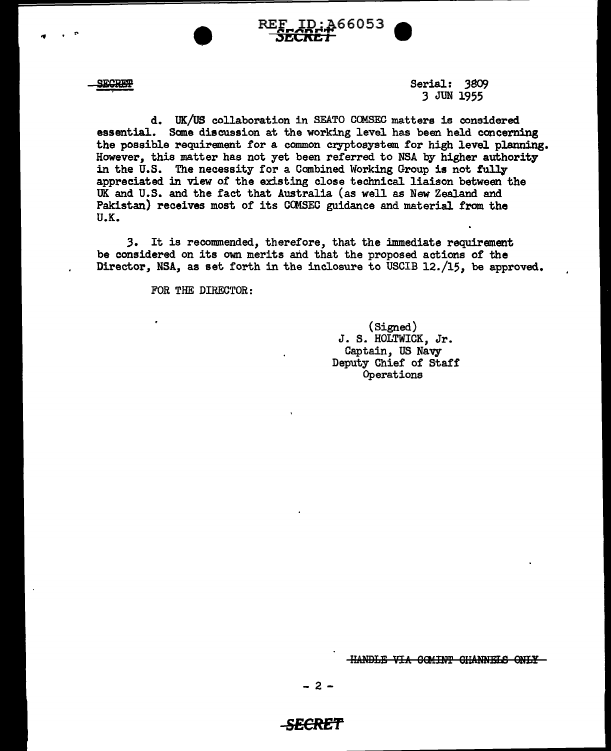SECRET

Serial: 3809
3 JUN 1955

d. UK/US collaboration in SEATO COMSEC matters is considered essential. Some discussion at the working level has been held concerning the possible requirement for a common cryptosystem for high level planning. However, this matter has not yet been referred to NSA by higher authority in the U.S. The necessity for a Combined Working Group is not fully appreciated in view of the existing close technical liaison between the UK and U.S. and the fact that Australia (as well as New Zealand and Pakistan) receives most of its COMSEC guidance and material from the U.K.

3. It is recommended, therefore, that the immediate requirement be considered on its own merits and that the proposed actions of the Director, NSA, as set forth in the inclosure to USCIB 12./15, be approved.

FOR THE DIRECTOR:

(Signed)
J. S. HOLTWICK, Jr.
Captain, US Navy
Deputy Chief of Staff
Operations

~~HANDLE VIA COMINT CHANNELS ONLY~~